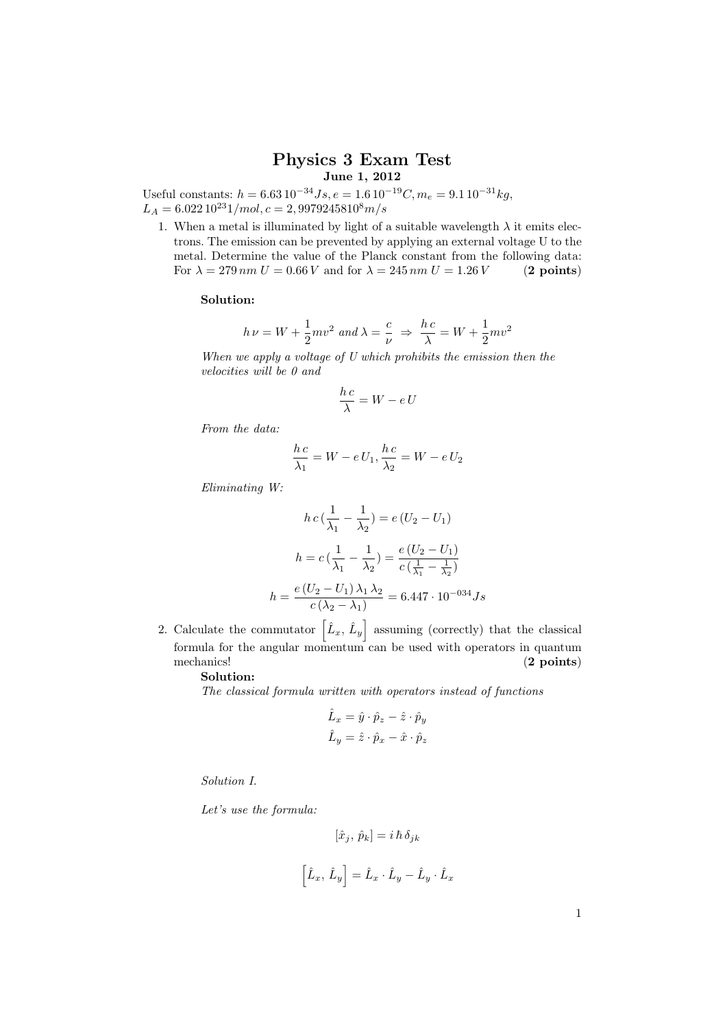# Physics 3 Exam Test

**June 1, 2012**

Useful constants: $h = 6.63\,10^{-34} Js, e = 1.6\,10^{-19} C, m_e = 9.1\,10^{-31} kg$,
$L_A = 6.022\,10^{23} 1/mol, c = 2,99792458 10^8 m/s$

1. When a metal is illuminated by light of a suitable wavelength $\lambda$ it emits electrons. The emission can be prevented by applying an external voltage U to the metal. Determine the value of the Planck constant from the following data: For $\lambda = 279\,nm$ $U = 0.66\,V$ and for $\lambda = 245\,nm$ $U = 1.26\,V$ (**2 points**)

   **Solution:**

   $$h\,\nu = W + \frac{1}{2}mv^2 \; and \; \lambda = \frac{c}{\nu} \;\Rightarrow\; \frac{h\,c}{\lambda} = W + \frac{1}{2}mv^2$$

   *When we apply a voltage of U which prohibits the emission then the velocities will be 0 and*

   $$\frac{h\,c}{\lambda} = W - e\,U$$

   *From the data:*

   $$\frac{h\,c}{\lambda_1} = W - e\,U_1, \frac{h\,c}{\lambda_2} = W - e\,U_2$$

   *Eliminating W:*

   $$h\,c\,(\frac{1}{\lambda_1} - \frac{1}{\lambda_2}) = e\,(U_2 - U_1)$$

   $$h = c\,(\frac{1}{\lambda_1} - \frac{1}{\lambda_2}) = \frac{e\,(U_2 - U_1)}{c\,(\frac{1}{\lambda_1} - \frac{1}{\lambda_2})}$$

   $$h = \frac{e\,(U_2 - U_1)\,\lambda_1\,\lambda_2}{c\,(\lambda_2 - \lambda_1)} = 6.447 \cdot 10^{-034} Js$$

2. Calculate the commutator $\left[\hat{L}_x, \hat{L}_y\right]$ assuming (correctly) that the classical formula for the angular momentum can be used with operators in quantum mechanics! (**2 points**)

   **Solution:**

   *The classical formula written with operators instead of functions*

   $$\hat{L}_x = \hat{y} \cdot \hat{p}_z - \hat{z} \cdot \hat{p}_y$$
   $$\hat{L}_y = \hat{z} \cdot \hat{p}_x - \hat{x} \cdot \hat{p}_z$$

   *Solution I.*

   *Let's use the formula:*

   $$[\hat{x}_j, \hat{p}_k] = i\,\hbar\,\delta_{jk}$$

   $$\left[\hat{L}_x, \hat{L}_y\right] = \hat{L}_x \cdot \hat{L}_y - \hat{L}_y \cdot \hat{L}_x$$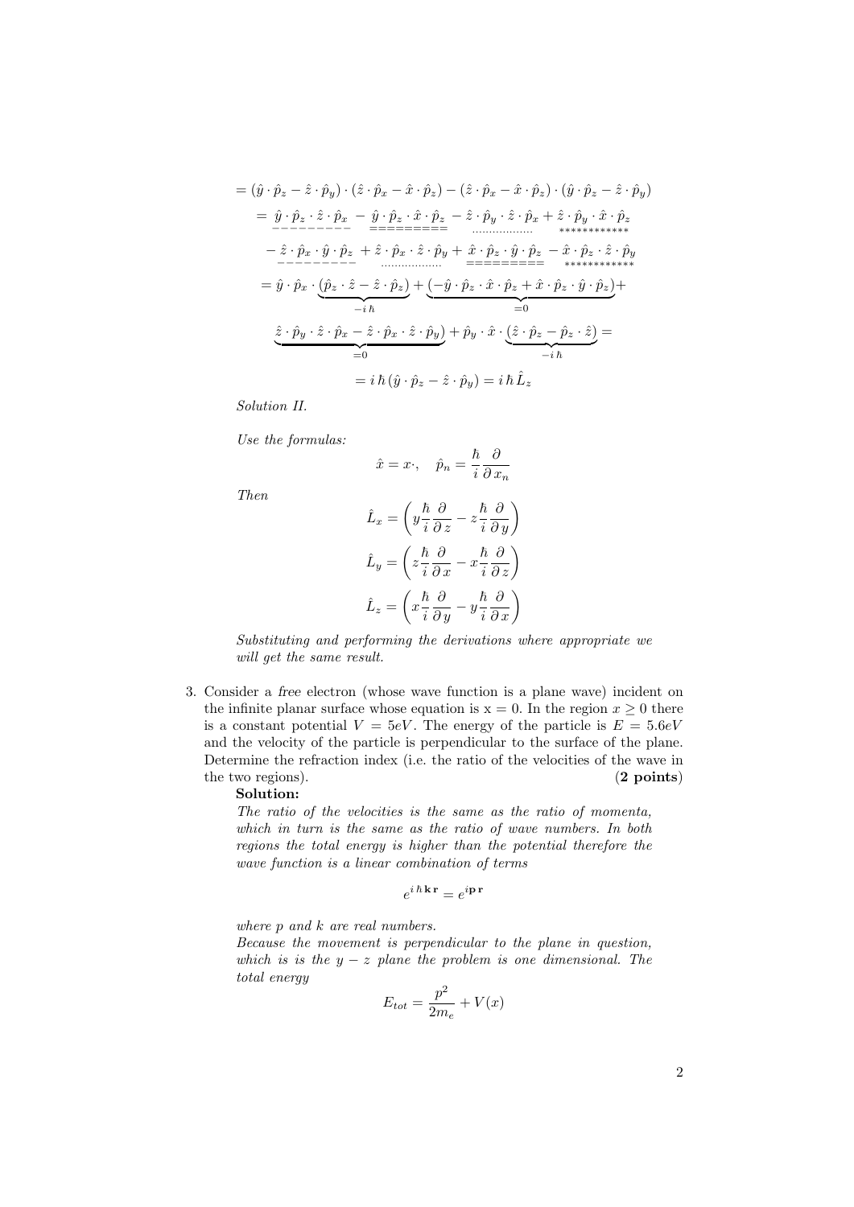$$= (\hat{y}\cdot\hat{p}_z - \hat{z}\cdot\hat{p}_y)\cdot(\hat{z}\cdot\hat{p}_x - \hat{x}\cdot\hat{p}_z) - (\hat{z}\cdot\hat{p}_x - \hat{x}\cdot\hat{p}_z)\cdot(\hat{y}\cdot\hat{p}_z - \hat{z}\cdot\hat{p}_y)$$

$$= \underset{---------}{\hat{y}\cdot\hat{p}_z\cdot\hat{z}\cdot\hat{p}_x} - \underset{=========}{\hat{y}\cdot\hat{p}_z\cdot\hat{x}\cdot\hat{p}_z} - \underset{\cdots\cdots}{\hat{z}\cdot\hat{p}_y\cdot\hat{z}\cdot\hat{p}_x} + \underset{************}{\hat{z}\cdot\hat{p}_y\cdot\hat{x}\cdot\hat{p}_z}$$

$$- \underset{---------}{\hat{z}\cdot\hat{p}_x\cdot\hat{y}\cdot\hat{p}_z} + \underset{\cdots\cdots}{\hat{z}\cdot\hat{p}_x\cdot\hat{z}\cdot\hat{p}_y} + \underset{=========}{\hat{x}\cdot\hat{p}_z\cdot\hat{y}\cdot\hat{p}_z} - \underset{************}{\hat{x}\cdot\hat{p}_z\cdot\hat{z}\cdot\hat{p}_y}$$

$$= \hat{y}\cdot\hat{p}_x\cdot\underbrace{(\hat{p}_z\cdot\hat{z} - \hat{z}\cdot\hat{p}_z)}_{-i\hbar} + \underbrace{(-\hat{y}\cdot\hat{p}_z\cdot\hat{x}\cdot\hat{p}_z + \hat{x}\cdot\hat{p}_z\cdot\hat{y}\cdot\hat{p}_z)}_{=0} +$$

$$\underbrace{\hat{z}\cdot\hat{p}_y\cdot\hat{z}\cdot\hat{p}_x - \hat{z}\cdot\hat{p}_x\cdot\hat{z}\cdot\hat{p}_y)}_{=0} + \hat{p}_y\cdot\hat{x}\cdot\underbrace{(\hat{z}\cdot\hat{p}_z - \hat{p}_z\cdot\hat{z})}_{-i\hbar} =$$

$$= i\,\hbar\,(\hat{y}\cdot\hat{p}_z - \hat{z}\cdot\hat{p}_y) = i\,\hbar\,\hat{L}_z$$

*Solution II.*

*Use the formulas:*

$$\hat{x} = x\cdot, \quad \hat{p}_n = \frac{\hbar}{i}\frac{\partial}{\partial x_n}$$

*Then*

$$\hat{L}_x = \left(y\frac{\hbar}{i}\frac{\partial}{\partial z} - z\frac{\hbar}{i}\frac{\partial}{\partial y}\right)$$

$$\hat{L}_y = \left(z\frac{\hbar}{i}\frac{\partial}{\partial x} - x\frac{\hbar}{i}\frac{\partial}{\partial z}\right)$$

$$\hat{L}_z = \left(x\frac{\hbar}{i}\frac{\partial}{\partial y} - y\frac{\hbar}{i}\frac{\partial}{\partial x}\right)$$

*Substituting and performing the derivations where appropriate we will get the same result.*

3. Consider a *free* electron (whose wave function is a plane wave) incident on the infinite planar surface whose equation is x = 0. In the region $x \geq 0$ there is a constant potential $V = 5eV$. The energy of the particle is $E = 5.6eV$ and the velocity of the particle is perpendicular to the surface of the plane. Determine the refraction index (i.e. the ratio of the velocities of the wave in the two regions). **(2 points)**

**Solution:**

*The ratio of the velocities is the same as the ratio of momenta, which in turn is the same as the ratio of wave numbers. In both regions the total energy is higher than the potential therefore the wave function is a linear combination of terms*

$$e^{i\,\hbar\,\mathbf{k}\,\mathbf{r}} = e^{i\mathbf{p}\,\mathbf{r}}$$

*where p and k are real numbers.*

*Because the movement is perpendicular to the plane in question, which is is the $y - z$ plane the problem is one dimensional. The total energy*

$$E_{tot} = \frac{p^2}{2m_e} + V(x)$$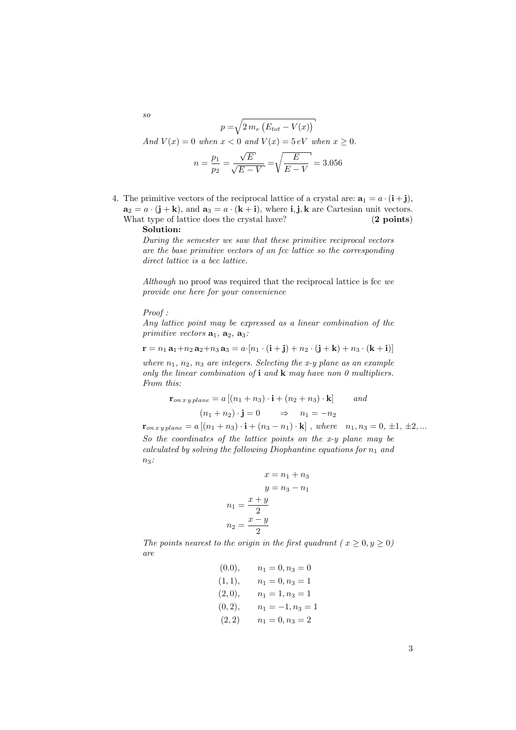*so*

$$p = \sqrt{2\, m_e \left(E_{tot} - V(x)\right)}$$

*And* $V(x) = 0$ *when* $x < 0$ *and* $V(x) = 5\,eV$ *when* $x \geq 0$.

$$n = \frac{p_1}{p_2} = \frac{\sqrt{E}}{\sqrt{E-V}} = \sqrt{\frac{E}{E-V}} = 3.056$$

4. The primitive vectors of the reciprocal lattice of a crystal are: $\mathbf{a}_1 = a \cdot (\mathbf{i}+\mathbf{j})$, $\mathbf{a}_2 = a \cdot (\mathbf{j}+\mathbf{k})$, and $\mathbf{a}_3 = a \cdot (\mathbf{k}+\mathbf{i})$, where $\mathbf{i}, \mathbf{j}, \mathbf{k}$ are Cartesian unit vectors. What type of lattice does the crystal have? (**2 points**)

   **Solution:**

   *During the semester we saw that these primitive reciprocal vectors are the base primitive vectors of an fcc lattice so the corresponding direct lattice is a bcc lattice.*

   *Although* no proof was required that the reciprocal lattice is fcc *we provide one here for your convenience*

   *Proof :*

   *Any lattice point may be expressed as a linear combination of the primitive vectors* $\mathbf{a}_1$, $\mathbf{a}_2$, $\mathbf{a}_3$*:*

   $$\mathbf{r} = n_1\,\mathbf{a}_1 + n_2\,\mathbf{a}_2 + n_3\,\mathbf{a}_3 = a \cdot [n_1 \cdot (\mathbf{i}+\mathbf{j}) + n_2 \cdot (\mathbf{j}+\mathbf{k}) + n_3 \cdot (\mathbf{k}+\mathbf{i})]$$

   *where* $n_1$, $n_2$, $n_3$ *are integers. Selecting the x-y plane as an example only the linear combination of* $\mathbf{i}$ *and* $\mathbf{k}$ *may have non 0 multipliers. From this:*

   $$\mathbf{r}_{on\,x\,y\,plane} = a\left[(n_1+n_3)\cdot \mathbf{i} + (n_2+n_3)\cdot \mathbf{k}\right] \qquad and$$

   $$(n_1+n_2)\cdot \mathbf{j} = 0 \qquad \Rightarrow \quad n_1 = -n_2$$

   $$\mathbf{r}_{on\,x\,y\,plane} = a\left[(n_1+n_3)\cdot \mathbf{i} + (n_3-n_1)\cdot \mathbf{k}\right],\ where \quad n_1, n_3 = 0, \pm 1, \pm 2, ...$$

   *So the coordinates of the lattice points on the x-y plane may be calculated by solving the following Diophantine equations for* $n_1$ *and* $n_3$*:*

   $$x = n_1 + n_3$$
   $$y = n_3 - n_1$$
   $$n_1 = \frac{x+y}{2}$$
   $$n_2 = \frac{x-y}{2}$$

   *The points nearest to the origin in the first quadrant (* $x \geq 0, y \geq 0$*) are*

   $$\begin{array}{ll} (0.0), & n_1 = 0, n_3 = 0 \\ (1,1), & n_1 = 0, n_3 = 1 \\ (2,0), & n_1 = 1, n_3 = 1 \\ (0,2), & n_1 = -1, n_3 = 1 \\ (2,2) & n_1 = 0, n_3 = 2 \end{array}$$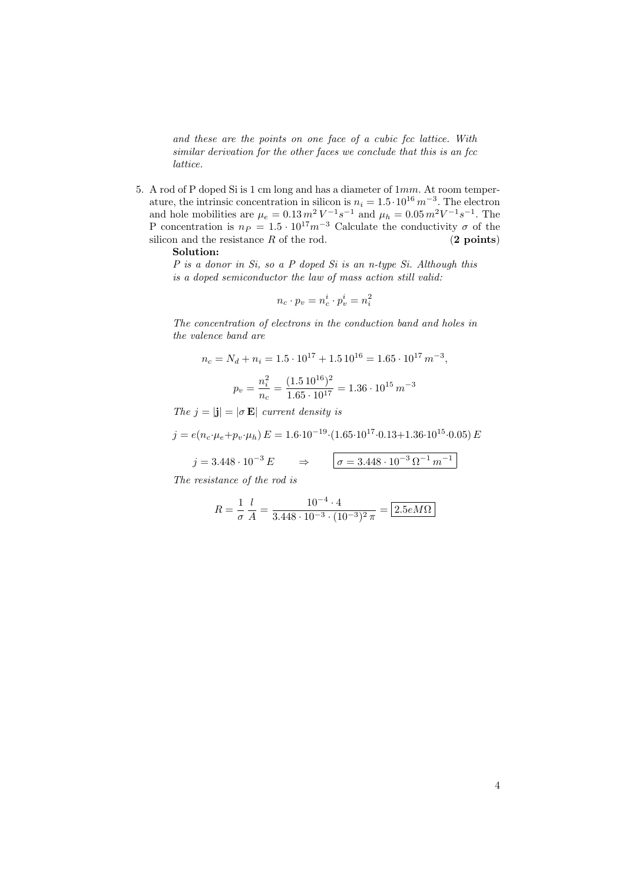*and these are the points on one face of a cubic fcc lattice. With similar derivation for the other faces we conclude that this is an fcc lattice.*

5. A rod of P doped Si is 1 cm long and has a diameter of $1mm$. At room temperature, the intrinsic concentration in silicon is $n_i = 1.5 \cdot 10^{16}\, m^{-3}$. The electron and hole mobilities are $\mu_e = 0.13\, m^2\, V^{-1} s^{-1}$ and $\mu_h = 0.05\, m^2 V^{-1} s^{-1}$. The P concentration is $n_P = 1.5 \cdot 10^{17} m^{-3}$ Calculate the conductivity $\sigma$ of the silicon and the resistance $R$ of the rod. (**2 points**)

   **Solution:**

   *P is a donor in Si, so a P doped Si is an n-type Si. Although this is a doped semiconductor the law of mass action still valid:*

   $$n_c \cdot p_v = n_c^i \cdot p_v^i = n_i^2$$

   *The concentration of electrons in the conduction band and holes in the valence band are*

   $$n_c = N_d + n_i = 1.5 \cdot 10^{17} + 1.5\, 10^{16} = 1.65 \cdot 10^{17}\, m^{-3},$$

   $$p_v = \frac{n_i^2}{n_c} = \frac{(1.5\, 10^{16})^2}{1.65 \cdot 10^{17}} = 1.36 \cdot 10^{15}\, m^{-3}$$

   *The* $j = |\mathbf{j}| = |\sigma\, \mathbf{E}|$ *current density is*

   $$j = e(n_c \cdot \mu_e + p_v \cdot \mu_h)\, E = 1.6 \cdot 10^{-19} \cdot (1.65 \cdot 10^{17} \cdot 0.13 + 1.36 \cdot 10^{15} \cdot 0.05)\, E$$

   $$j = 3.448 \cdot 10^{-3}\, E \qquad \Rightarrow \qquad \boxed{\sigma = 3.448 \cdot 10^{-3}\, \Omega^{-1}\, m^{-1}}$$

   *The resistance of the rod is*

   $$R = \frac{1}{\sigma} \frac{l}{A} = \frac{10^{-4} \cdot 4}{3.448 \cdot 10^{-3} \cdot (10^{-3})^2\, \pi} = \boxed{2.5 e M\Omega}$$